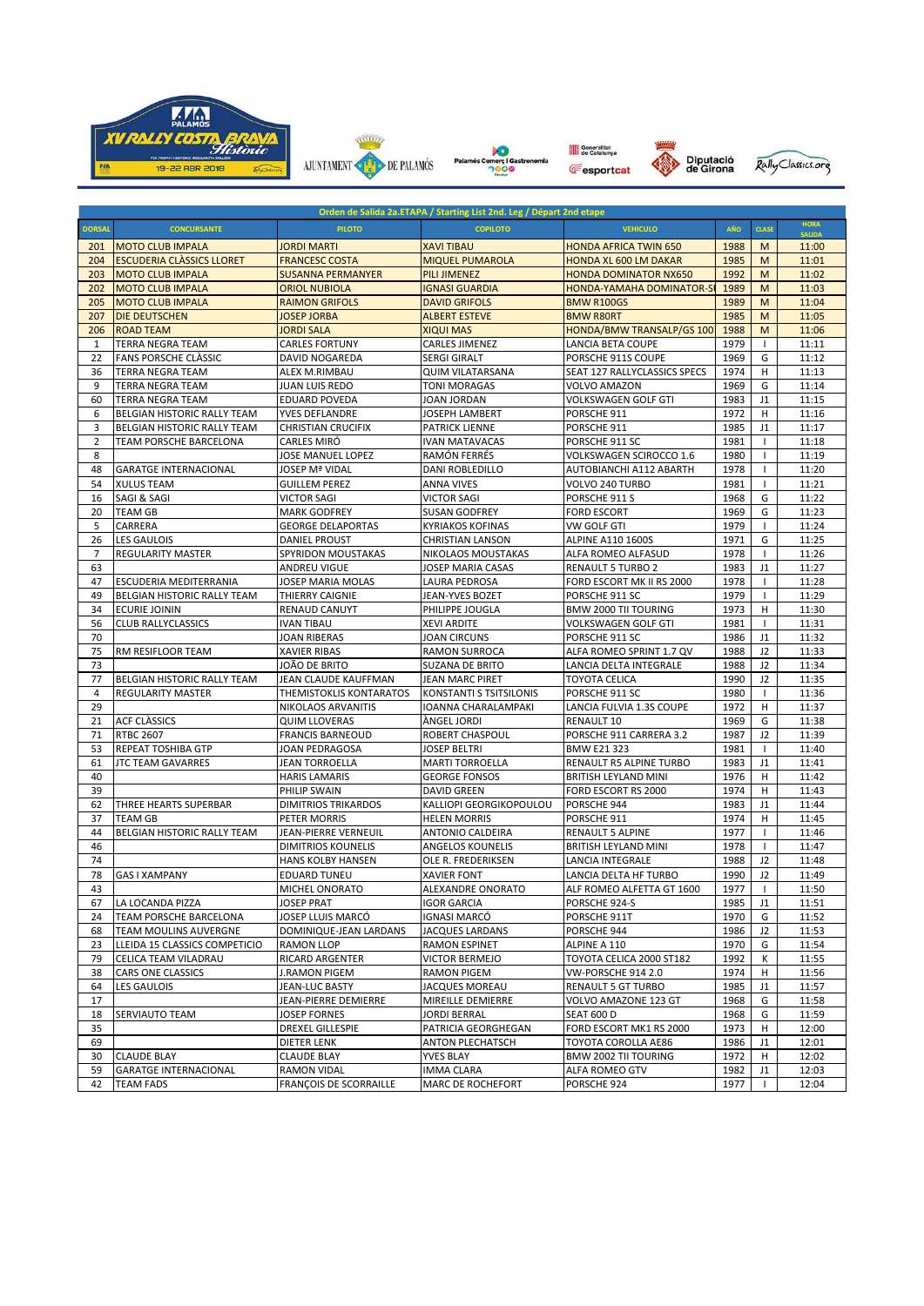XV RALLY COSTA BRAVA Històric — PALAMÓS — 19-22 ABR 2018

AJUNTAMENT DE PALAMÓS · Palamós Comerç i Gastronomia · Generalitat de Catalunya · esportcat · Diputació de Girona · RallyClassics.org

| Orden de Salida 2a.ETAPA / Starting List 2nd. Leg / Départ 2nd etape | | | | | | | |
|---|---|---|---|---|---|---|---|
| DORSAL | CONCURSANTE | PILOTO | COPILOTO | VEHICULO | AÑO | CLASE | HORA SALIDA |
| 201 | MOTO CLUB IMPALA | JORDI MARTI | XAVI TIBAU | HONDA AFRICA TWIN 650 | 1988 | M | 11:00 |
| 204 | ESCUDERIA CLÀSSICS LLORET | FRANCESC COSTA | MIQUEL PUMAROLA | HONDA XL 600 LM DAKAR | 1985 | M | 11:01 |
| 203 | MOTO CLUB IMPALA | SUSANNA PERMANYER | PILI JIMENEZ | HONDA DOMINATOR NX650 | 1992 | M | 11:02 |
| 202 | MOTO CLUB IMPALA | ORIOL NUBIOLA | IGNASI GUARDIA | HONDA-YAMAHA DOMINATOR-S | 1989 | M | 11:03 |
| 205 | MOTO CLUB IMPALA | RAIMON GRIFOLS | DAVID GRIFOLS | BMW R100GS | 1989 | M | 11:04 |
| 207 | DIE DEUTSCHEN | JOSEP JORBA | ALBERT ESTEVE | BMW R80RT | 1985 | M | 11:05 |
| 206 | ROAD TEAM | JORDI SALA | XIQUI MAS | HONDA/BMW TRANSALP/GS 100 | 1988 | M | 11:06 |
| 1 | TERRA NEGRA TEAM | CARLES FORTUNY | CARLES JIMENEZ | LANCIA BETA COUPE | 1979 | I | 11:11 |
| 22 | FANS PORSCHE CLÀSSIC | DAVID NOGAREDA | SERGI GIRALT | PORSCHE 911S COUPE | 1969 | G | 11:12 |
| 36 | TERRA NEGRA TEAM | ALEX M.RIMBAU | QUIM VILATARSANA | SEAT 127 RALLYCLASSICS SPECS | 1974 | H | 11:13 |
| 9 | TERRA NEGRA TEAM | JUAN LUIS REDO | TONI MORAGAS | VOLVO AMAZON | 1969 | G | 11:14 |
| 60 | TERRA NEGRA TEAM | EDUARD POVEDA | JOAN JORDAN | VOLKSWAGEN GOLF GTI | 1983 | J1 | 11:15 |
| 6 | BELGIAN HISTORIC RALLY TEAM | YVES DEFLANDRE | JOSEPH LAMBERT | PORSCHE 911 | 1972 | H | 11:16 |
| 3 | BELGIAN HISTORIC RALLY TEAM | CHRISTIAN CRUCIFIX | PATRICK LIENNE | PORSCHE 911 | 1985 | J1 | 11:17 |
| 2 | TEAM PORSCHE BARCELONA | CARLES MIRÓ | IVAN MATAVACAS | PORSCHE 911 SC | 1981 | I | 11:18 |
| 8 | | JOSE MANUEL LOPEZ | RAMÓN FERRÉS | VOLKSWAGEN SCIROCCO 1.6 | 1980 | I | 11:19 |
| 48 | GARATGE INTERNACIONAL | JOSEP Mª VIDAL | DANI ROBLEDILLO | AUTOBIANCHI A112 ABARTH | 1978 | I | 11:20 |
| 54 | XULUS TEAM | GUILLEM PEREZ | ANNA VIVES | VOLVO 240 TURBO | 1981 | I | 11:21 |
| 16 | SAGI & SAGI | VICTOR SAGI | VICTOR SAGI | PORSCHE 911 S | 1968 | G | 11:22 |
| 20 | TEAM GB | MARK GODFREY | SUSAN GODFREY | FORD ESCORT | 1969 | G | 11:23 |
| 5 | CARRERA | GEORGE DELAPORTAS | KYRIAKOS KOFINAS | VW GOLF GTI | 1979 | I | 11:24 |
| 26 | LES GAULOIS | DANIEL PROUST | CHRISTIAN LANSON | ALPINE A110 1600S | 1971 | G | 11:25 |
| 7 | REGULARITY MASTER | SPYRIDON MOUSTAKAS | NIKOLAOS MOUSTAKAS | ALFA ROMEO ALFASUD | 1978 | I | 11:26 |
| 63 | | ANDREU VIGUE | JOSEP MARIA CASAS | RENAULT 5 TURBO 2 | 1983 | J1 | 11:27 |
| 47 | ESCUDERIA MEDITERRANIA | JOSEP MARIA MOLAS | LAURA PEDROSA | FORD ESCORT MK II RS 2000 | 1978 | I | 11:28 |
| 49 | BELGIAN HISTORIC RALLY TEAM | THIERRY CAIGNIE | JEAN-YVES BOZET | PORSCHE 911 SC | 1979 | I | 11:29 |
| 34 | ECURIE JOININ | RENAUD CANUYT | PHILIPPE JOUGLA | BMW 2000 TII TOURING | 1973 | H | 11:30 |
| 56 | CLUB RALLYCLASSICS | IVAN TIBAU | XEVI ARDITE | VOLKSWAGEN GOLF GTI | 1981 | I | 11:31 |
| 70 | | JOAN RIBERAS | JOAN CIRCUNS | PORSCHE 911 SC | 1986 | J1 | 11:32 |
| 75 | RM RESIFLOOR TEAM | XAVIER RIBAS | RAMON SURROCA | ALFA ROMEO SPRINT 1.7 QV | 1988 | J2 | 11:33 |
| 73 | | JOÃO DE BRITO | SUZANA DE BRITO | LANCIA DELTA INTEGRALE | 1988 | J2 | 11:34 |
| 77 | BELGIAN HISTORIC RALLY TEAM | JEAN CLAUDE KAUFFMAN | JEAN MARC PIRET | TOYOTA CELICA | 1990 | J2 | 11:35 |
| 4 | REGULARITY MASTER | THEMISTOKLIS KONTARATOS | KONSTANTI S TSITSILONIS | PORSCHE 911 SC | 1980 | I | 11:36 |
| 29 | | NIKOLAOS ARVANITIS | IOANNA CHARALAMPAKI | LANCIA FULVIA 1.3S COUPE | 1972 | H | 11:37 |
| 21 | ACF CLÀSSICS | QUIM LLOVERAS | ÀNGEL JORDI | RENAULT 10 | 1969 | G | 11:38 |
| 71 | RTBC 2607 | FRANCIS BARNEOUD | ROBERT CHASPOUL | PORSCHE 911 CARRERA 3.2 | 1987 | J2 | 11:39 |
| 53 | REPEAT TOSHIBA GTP | JOAN PEDRAGOSA | JOSEP BELTRI | BMW E21 323 | 1981 | I | 11:40 |
| 61 | JTC TEAM GAVARRES | JEAN TORROELLA | MARTI TORROELLA | RENAULT R5 ALPINE TURBO | 1983 | J1 | 11:41 |
| 40 | | HARIS LAMARIS | GEORGE FONSOS | BRITISH LEYLAND MINI | 1976 | H | 11:42 |
| 39 | | PHILIP SWAIN | DAVID GREEN | FORD ESCORT RS 2000 | 1974 | H | 11:43 |
| 62 | THREE HEARTS SUPERBAR | DIMITRIOS TRIKARDOS | KALLIOPI GEORGIKOPOULOU | PORSCHE 944 | 1983 | J1 | 11:44 |
| 37 | TEAM GB | PETER MORRIS | HELEN MORRIS | PORSCHE 911 | 1974 | H | 11:45 |
| 44 | BELGIAN HISTORIC RALLY TEAM | JEAN-PIERRE VERNEUIL | ANTONIO CALDEIRA | RENAULT 5 ALPINE | 1977 | I | 11:46 |
| 46 | | DIMITRIOS KOUNELIS | ANGELOS KOUNELIS | BRITISH LEYLAND MINI | 1978 | I | 11:47 |
| 74 | | HANS KOLBY HANSEN | OLE R. FREDERIKSEN | LANCIA INTEGRALE | 1988 | J2 | 11:48 |
| 78 | GAS I XAMPANY | EDUARD TUNEU | XAVIER FONT | LANCIA DELTA HF TURBO | 1990 | J2 | 11:49 |
| 43 | | MICHEL ONORATO | ALEXANDRE ONORATO | ALF ROMEO ALFETTA GT 1600 | 1977 | I | 11:50 |
| 67 | LA LOCANDA PIZZA | JOSEP PRAT | IGOR GARCIA | PORSCHE 924-S | 1985 | J1 | 11:51 |
| 24 | TEAM PORSCHE BARCELONA | JOSEP LLUIS MARCÓ | IGNASI MARCÓ | PORSCHE 911T | 1970 | G | 11:52 |
| 68 | TEAM MOULINS AUVERGNE | DOMINIQUE-JEAN LARDANS | JACQUES LARDANS | PORSCHE 944 | 1986 | J2 | 11:53 |
| 23 | LLEIDA 15 CLASSICS COMPETICIO | RAMON LLOP | RAMON ESPINET | ALPINE A 110 | 1970 | G | 11:54 |
| 79 | CELICA TEAM VILADRAU | RICARD ARGENTER | VICTOR BERMEJO | TOYOTA CELICA 2000 ST182 | 1992 | K | 11:55 |
| 38 | CARS ONE CLASSICS | J.RAMON PIGEM | RAMON PIGEM | VW-PORSCHE 914 2.0 | 1974 | H | 11:56 |
| 64 | LES GAULOIS | JEAN-LUC BASTY | JACQUES MOREAU | RENAULT 5 GT TURBO | 1985 | J1 | 11:57 |
| 17 | | JEAN-PIERRE DEMIERRE | MIREILLE DEMIERRE | VOLVO AMAZONE 123 GT | 1968 | G | 11:58 |
| 18 | SERVIAUTO TEAM | JOSEP FORNES | JORDI BERRAL | SEAT 600 D | 1968 | G | 11:59 |
| 35 | | DREXEL GILLESPIE | PATRICIA GEORGHEGAN | FORD ESCORT MK1 RS 2000 | 1973 | H | 12:00 |
| 69 | | DIETER LENK | ANTON PLECHATSCH | TOYOTA COROLLA AE86 | 1986 | J1 | 12:01 |
| 30 | CLAUDE BLAY | CLAUDE BLAY | YVES BLAY | BMW 2002 TII TOURING | 1972 | H | 12:02 |
| 59 | GARATGE INTERNACIONAL | RAMON VIDAL | IMMA CLARA | ALFA ROMEO GTV | 1982 | J1 | 12:03 |
| 42 | TEAM FADS | FRANÇOIS DE SCORRAILLE | MARC DE ROCHEFORT | PORSCHE 924 | 1977 | I | 12:04 |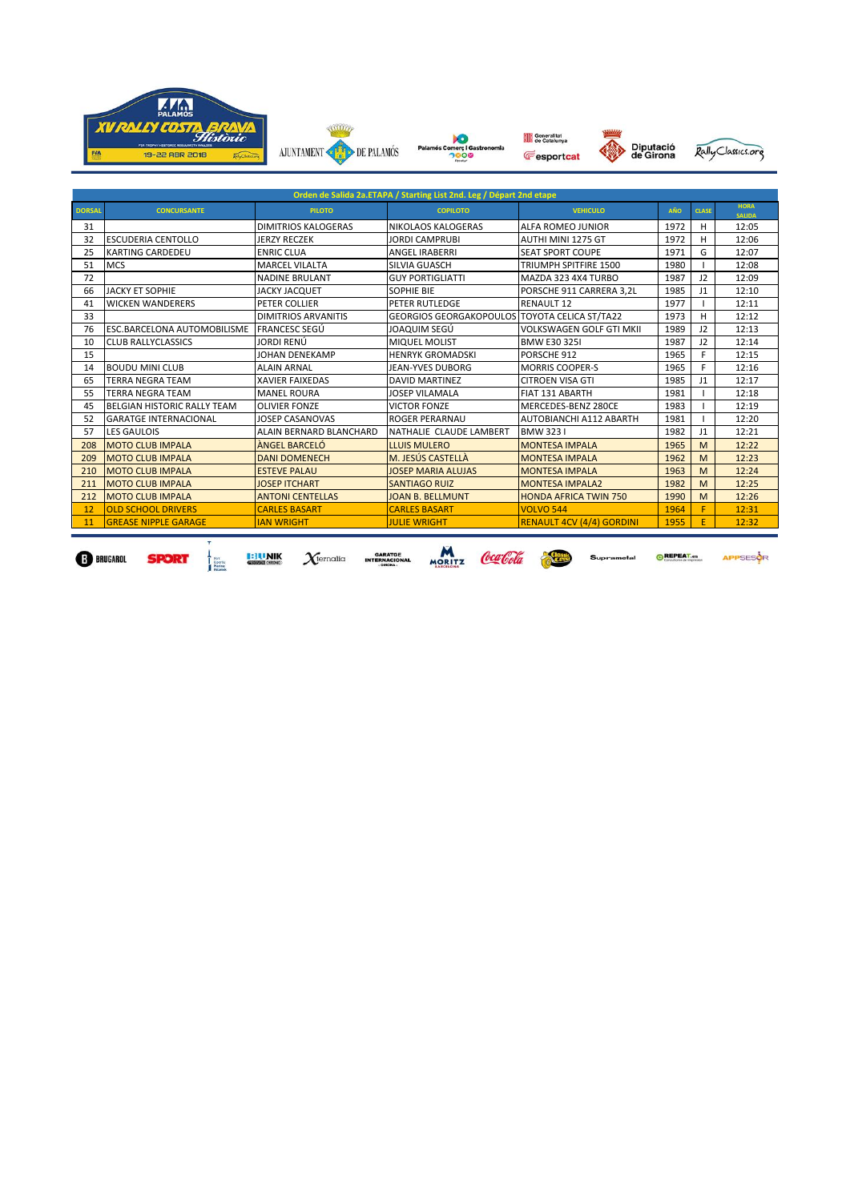## Orden de Salida 2a.ETAPA / Starting List 2nd. Leg / Départ 2nd etape

| DORSAL | CONCURSANTE | PILOTO | COPILOTO | VEHICULO | AÑO | CLASE | HORA SALIDA |
|---|---|---|---|---|---|---|---|
| 31 | | DIMITRIOS KALOGERAS | NIKOLAOS KALOGERAS | ALFA ROMEO JUNIOR | 1972 | H | 12:05 |
| 32 | ESCUDERIA CENTOLLO | JERZY RECZEK | JORDI CAMPRUBI | AUTHI MINI 1275 GT | 1972 | H | 12:06 |
| 25 | KARTING CARDEDEU | ENRIC CLUA | ANGEL IRABERRI | SEAT SPORT COUPE | 1971 | G | 12:07 |
| 51 | MCS | MARCEL VILALTA | SILVIA GUASCH | TRIUMPH SPITFIRE 1500 | 1980 | I | 12:08 |
| 72 | | NADINE BRULANT | GUY PORTIGLIATTI | MAZDA 323 4X4 TURBO | 1987 | J2 | 12:09 |
| 66 | JACKY ET SOPHIE | JACKY JACQUET | SOPHIE BIE | PORSCHE 911 CARRERA 3,2L | 1985 | J1 | 12:10 |
| 41 | WICKEN WANDERERS | PETER COLLIER | PETER RUTLEDGE | RENAULT 12 | 1977 | I | 12:11 |
| 33 | | DIMITRIOS ARVANITIS | GEORGIOS GEORGAKOPOULOS | TOYOTA CELICA ST/TA22 | 1973 | H | 12:12 |
| 76 | ESC.BARCELONA AUTOMOBILISME | FRANCESC SEGÚ | JOAQUIM SEGÚ | VOLKSWAGEN GOLF GTI MKII | 1989 | J2 | 12:13 |
| 10 | CLUB RALLYCLASSICS | JORDI RENÚ | MIQUEL MOLIST | BMW E30 325I | 1987 | J2 | 12:14 |
| 15 | | JOHAN DENEKAMP | HENRYK GROMADSKI | PORSCHE 912 | 1965 | F | 12:15 |
| 14 | BOUDU MINI CLUB | ALAIN ARNAL | JEAN-YVES DUBORG | MORRIS COOPER-S | 1965 | F | 12:16 |
| 65 | TERRA NEGRA TEAM | XAVIER FAIXEDAS | DAVID MARTINEZ | CITROEN VISA GTI | 1985 | J1 | 12:17 |
| 55 | TERRA NEGRA TEAM | MANEL ROURA | JOSEP VILAMALA | FIAT 131 ABARTH | 1981 | I | 12:18 |
| 45 | BELGIAN HISTORIC RALLY TEAM | OLIVIER FONZE | VICTOR FONZE | MERCEDES-BENZ 280CE | 1983 | I | 12:19 |
| 52 | GARATGE INTERNACIONAL | JOSEP CASANOVAS | ROGER PERARNAU | AUTOBIANCHI A112 ABARTH | 1981 | I | 12:20 |
| 57 | LES GAULOIS | ALAIN BERNARD BLANCHARD | NATHALIE CLAUDE LAMBERT | BMW 323 I | 1982 | J1 | 12:21 |
| 208 | MOTO CLUB IMPALA | ÀNGEL BARCELÓ | LLUIS MULERO | MONTESA IMPALA | 1965 | M | 12:22 |
| 209 | MOTO CLUB IMPALA | DANI DOMENECH | M. JESÚS CASTELLÀ | MONTESA IMPALA | 1962 | M | 12:23 |
| 210 | MOTO CLUB IMPALA | ESTEVE PALAU | JOSEP MARIA ALUJAS | MONTESA IMPALA | 1963 | M | 12:24 |
| 211 | MOTO CLUB IMPALA | JOSEP ITCHART | SANTIAGO RUIZ | MONTESA IMPALA2 | 1982 | M | 12:25 |
| 212 | MOTO CLUB IMPALA | ANTONI CENTELLAS | JOAN B. BELLMUNT | HONDA AFRICA TWIN 750 | 1990 | M | 12:26 |
| 12 | OLD SCHOOL DRIVERS | CARLES BASART | CARLES BASART | VOLVO 544 | 1964 | F | 12:31 |
| 11 | GREASE NIPPLE GARAGE | IAN WRIGHT | JULIE WRIGHT | RENAULT 4CV (4/4) GORDINI | 1955 | E | 12:32 |